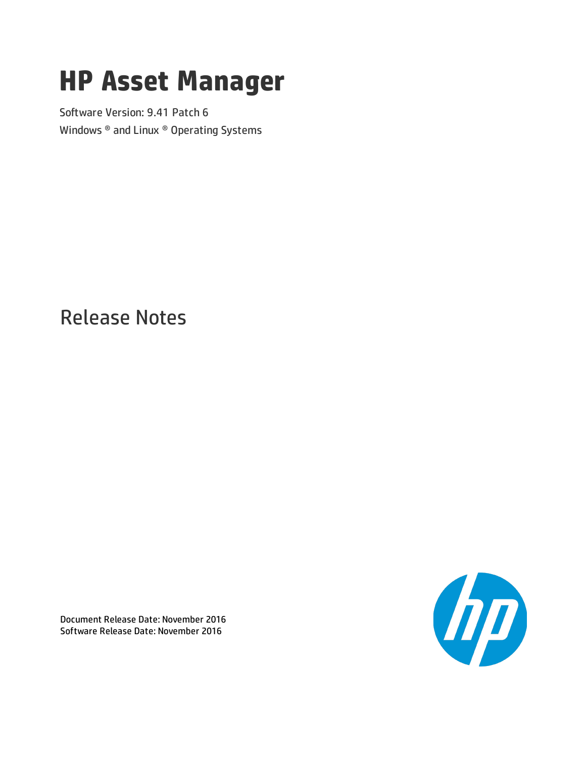# HP Asset Manager

Software Version: 9.41 Patch 6

Windows ® and Linux ® Operating Systems

## Release Notes

Document Release Date: November 2016

Software Release Date: November 2016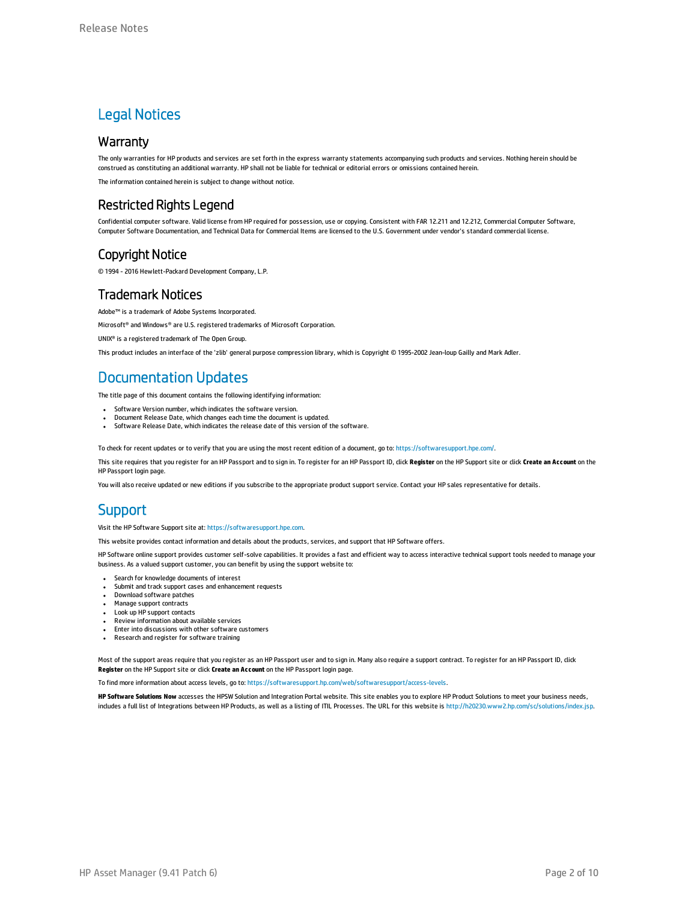# Legal Notices

## Warranty

The only warranties for HP products and services are set forth in the express warranty statements accompanying such products and services. Nothing herein should be construed as constituting an additional warranty. HP shall not be liable for technical or editorial errors or omissions contained herein.

The information contained herein is subject to change without notice.

## Restricted Rights Legend

Confidential computer software. Valid license from HP required for possession, use or copying. Consistent with FAR 12.211 and 12.212, Commercial Computer Software, Computer Software Documentation, and Technical Data for Commercial Items are licensed to the U.S. Government under vendor's standard commercial license.

## Copyright Notice

© 1994 - 2016 Hewlett-Packard Development Company, L.P.

## Trademark Notices

Adobe™ is a trademark of Adobe Systems Incorporated.

Microsoft® and Windows® are U.S. registered trademarks of Microsoft Corporation.

UNIX® is a registered trademark of The Open Group.

This product includes an interface of the 'zlib' general purpose compression library, which is Copyright © 1995-2002 Jean-loup Gailly and Mark Adler.

# Documentation Updates

The title page of this document contains the following identifying information:

- Software Version number, which indicates the software version.
- Document Release Date, which changes each time the document is updated.
- Software Release Date, which indicates the release date of this version of the software.

To check for recent updates or to verify that you are using the most recent edition of a document, go to: https://softwaresupport.hpe.com/.

This site requires that you register for an HP Passport and to sign in. To register for an HP Passport ID, click **Register** on the HP Support site or click **Create an Account** on the HP Passport login page.

You will also receive updated or new editions if you subscribe to the appropriate product support service. Contact your HP sales representative for details.

# Support

Visit the HP Software Support site at: https://softwaresupport.hpe.com.

This website provides contact information and details about the products, services, and support that HP Software offers.

HP Software online support provides customer self-solve capabilities. It provides a fast and efficient way to access interactive technical support tools needed to manage your business. As a valued support customer, you can benefit by using the support website to:

- Search for knowledge documents of interest
- Submit and track support cases and enhancement requests
- Download software patches
- Manage support contracts
- Look up HP support contacts
- Review information about available services
- Enter into discussions with other software customers
- Research and register for software training

Most of the support areas require that you register as an HP Passport user and to sign in. Many also require a support contract. To register for an HP Passport ID, click **Register** on the HP Support site or click **Create an Account** on the HP Passport login page.

To find more information about access levels, go to: https://softwaresupport.hp.com/web/softwaresupport/access-levels.

**HP Software Solutions Now** accesses the HPSW Solution and Integration Portal website. This site enables you to explore HP Product Solutions to meet your business needs, includes a full list of Integrations between HP Products, as well as a listing of ITIL Processes. The URL for this website is http://h20230.www2.hp.com/sc/solutions/index.jsp.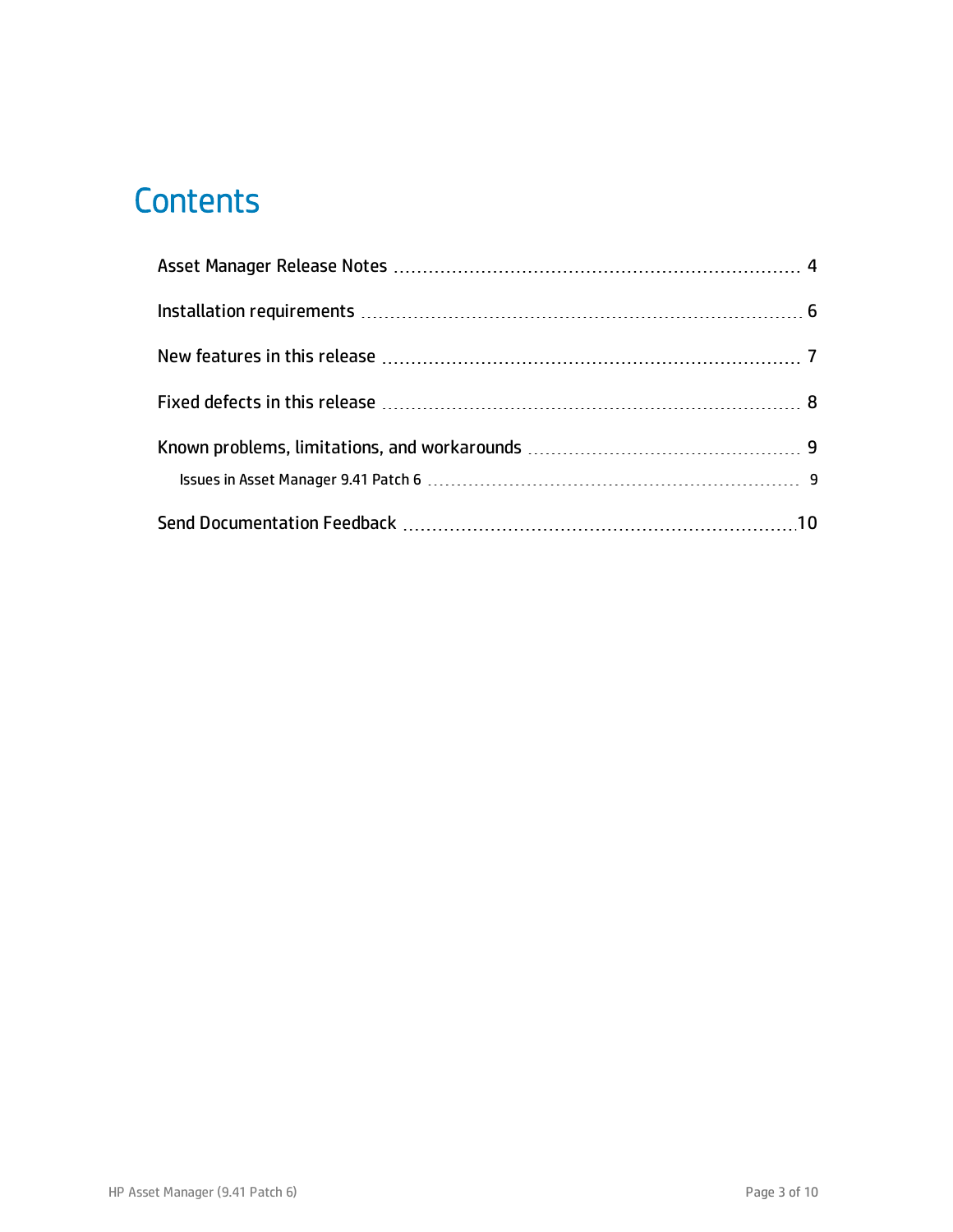# Contents

Asset Manager Release Notes ........................................................................ 4

Installation requirements ................................................................................ 6

New features in this release ......................................................................... 7

Fixed defects in this release ......................................................................... 8

Known problems, limitations, and workarounds ................................................ 9

Issues in Asset Manager 9.41 Patch 6 ............................................................. 9

Send Documentation Feedback ..................................................................... 10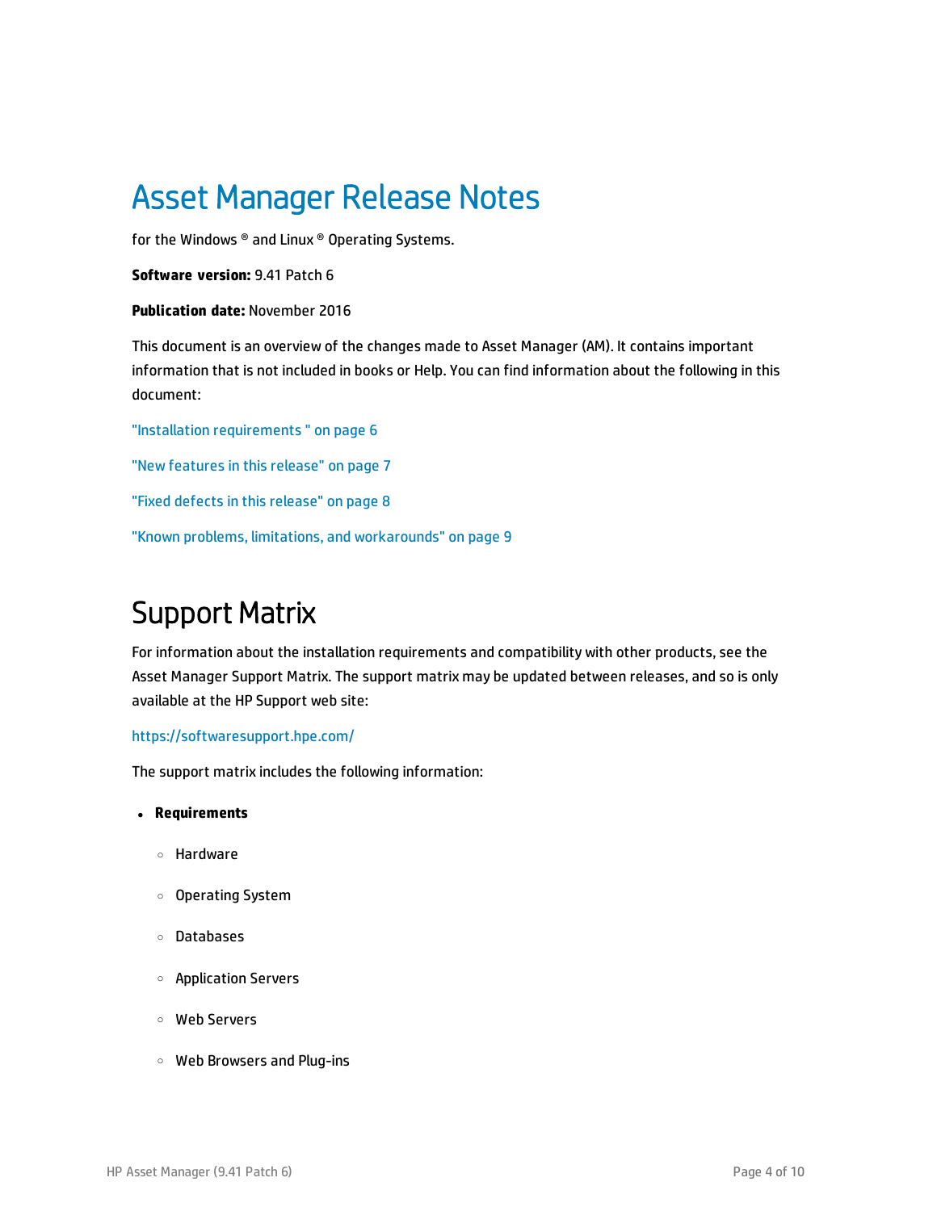# Asset Manager Release Notes

for the Windows ® and Linux ® Operating Systems.

**Software version:** 9.41 Patch 6

**Publication date:** November 2016

This document is an overview of the changes made to Asset Manager (AM). It contains important information that is not included in books or Help. You can find information about the following in this document:

"Installation requirements " on page 6

"New features in this release" on page 7

"Fixed defects in this release" on page 8

"Known problems, limitations, and workarounds" on page 9

# Support Matrix

For information about the installation requirements and compatibility with other products, see the Asset Manager Support Matrix. The support matrix may be updated between releases, and so is only available at the HP Support web site:

https://softwaresupport.hpe.com/

The support matrix includes the following information:

- **Requirements**
  - Hardware
  - Operating System
  - Databases
  - Application Servers
  - Web Servers
  - Web Browsers and Plug-ins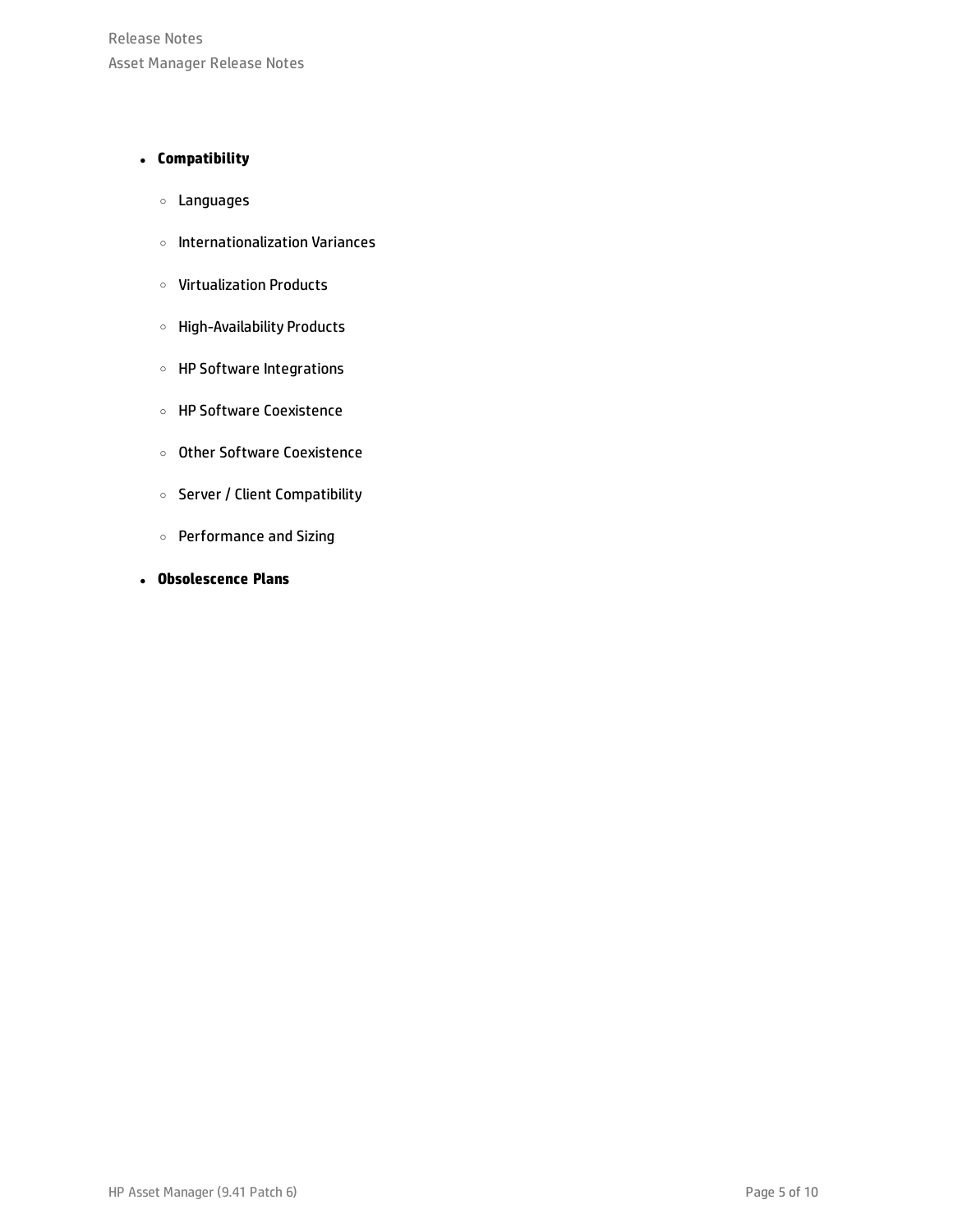- **Compatibility**
  - Languages
  - Internationalization Variances
  - Virtualization Products
  - High-Availability Products
  - HP Software Integrations
  - HP Software Coexistence
  - Other Software Coexistence
  - Server / Client Compatibility
  - Performance and Sizing
- **Obsolescence Plans**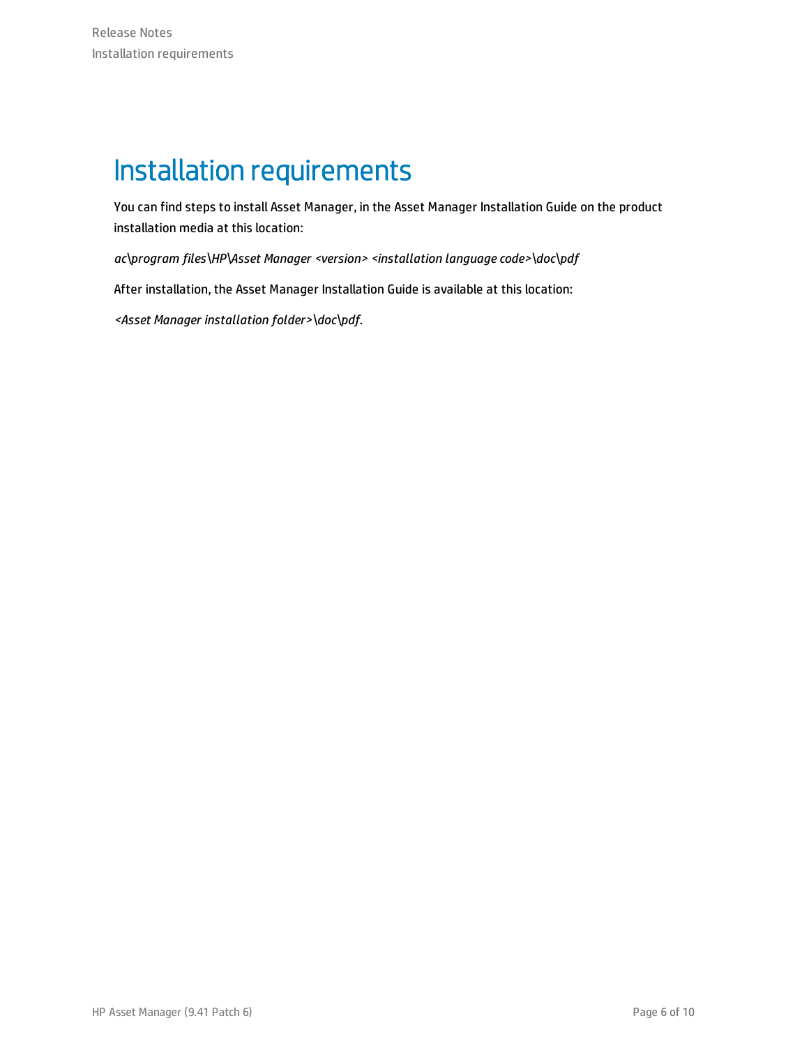# Installation requirements

You can find steps to install Asset Manager, in the Asset Manager Installation Guide on the product installation media at this location:

*ac\program files\HP\Asset Manager <version> <installation language code>\doc\pdf*

After installation, the Asset Manager Installation Guide is available at this location:

*<Asset Manager installation folder>\doc\pdf*.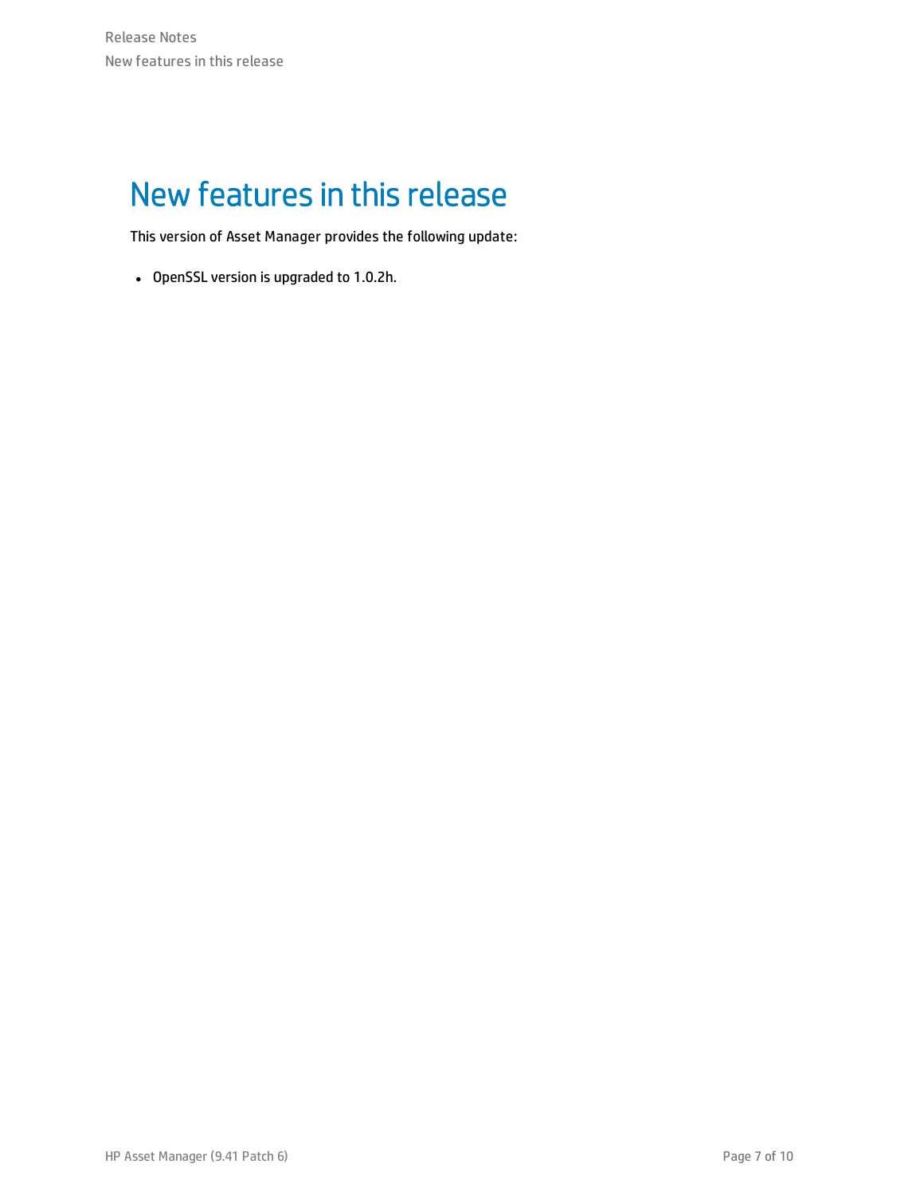# New features in this release

This version of Asset Manager provides the following update:

- OpenSSL version is upgraded to 1.0.2h.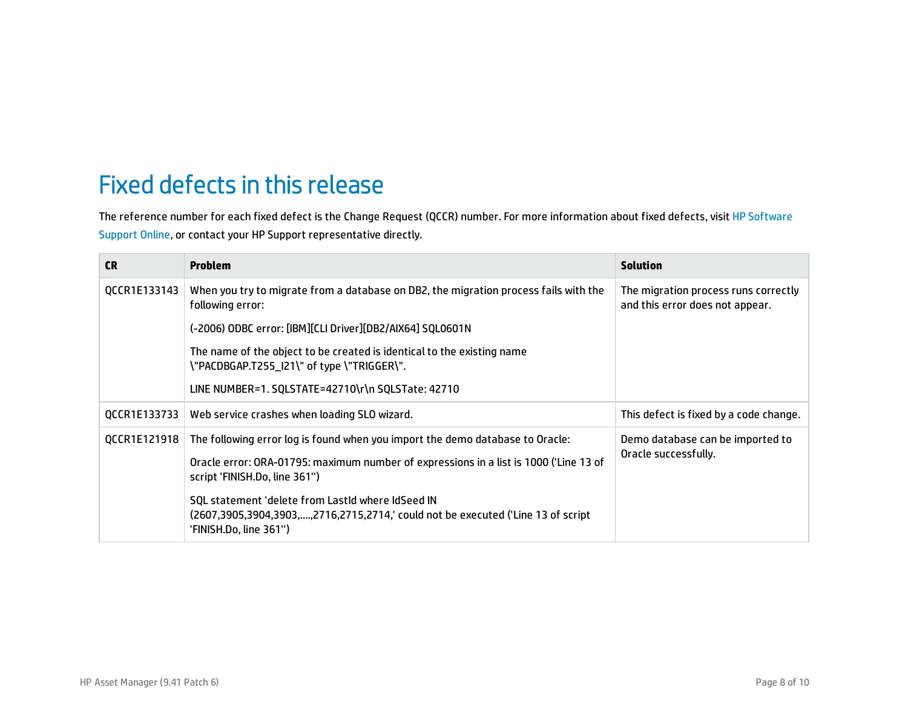# Fixed defects in this release

The reference number for each fixed defect is the Change Request (QCCR) number. For more information about fixed defects, visit HP Software Support Online, or contact your HP Support representative directly.

| CR | Problem | Solution |
| --- | --- | --- |
| QCCR1E133143 | When you try to migrate from a database on DB2, the migration process fails with the following error:<br><br>(-2006) ODBC error: [IBM][CLI Driver][DB2/AIX64] SQL0601N<br><br>The name of the object to be created is identical to the existing name \"PACDBGAP.T255_I21\" of type \"TRIGGER\".<br><br>LINE NUMBER=1. SQLSTATE=42710\r\n SQLSTate: 42710 | The migration process runs correctly and this error does not appear. |
| QCCR1E133733 | Web service crashes when loading SLO wizard. | This defect is fixed by a code change. |
| QCCR1E121918 | The following error log is found when you import the demo database to Oracle:<br><br>Oracle error: ORA-01795: maximum number of expressions in a list is 1000 ('Line 13 of script 'FINISH.Do, line 361'')<br><br>SQL statement 'delete from LastId where IdSeed IN (2607,3905,3904,3903,.....,2716,2715,2714,' could not be executed ('Line 13 of script 'FINISH.Do, line 361'') | Demo database can be imported to Oracle successfully. |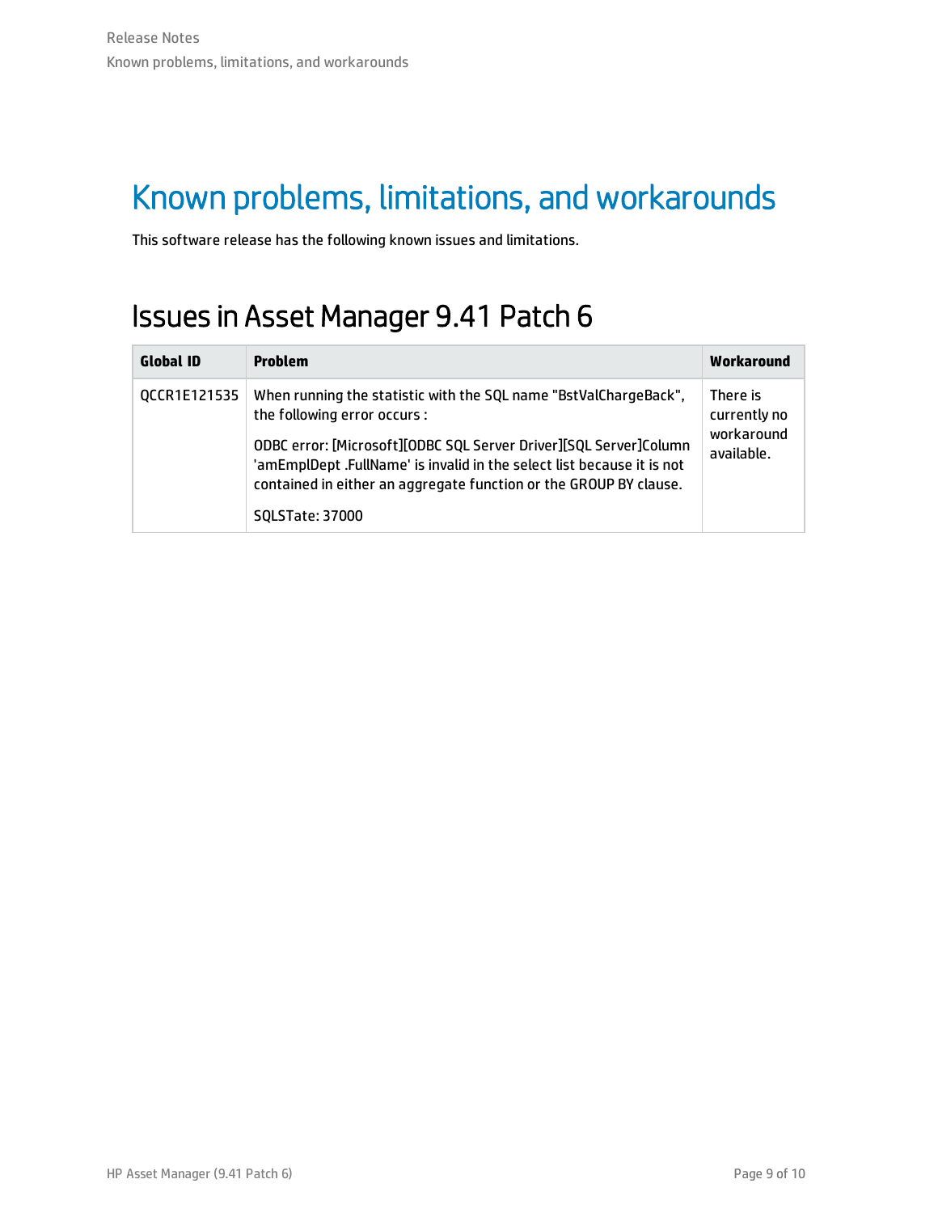# Known problems, limitations, and workarounds

This software release has the following known issues and limitations.

## Issues in Asset Manager 9.41 Patch 6

| Global ID | Problem | Workaround |
| --- | --- | --- |
| QCCR1E121535 | When running the statistic with the SQL name "BstValChargeBack", the following error occurs :<br><br>ODBC error: [Microsoft][ODBC SQL Server Driver][SQL Server]Column 'amEmplDept .FullName' is invalid in the select list because it is not contained in either an aggregate function or the GROUP BY clause.<br><br>SQLSTate: 37000 | There is currently no workaround available. |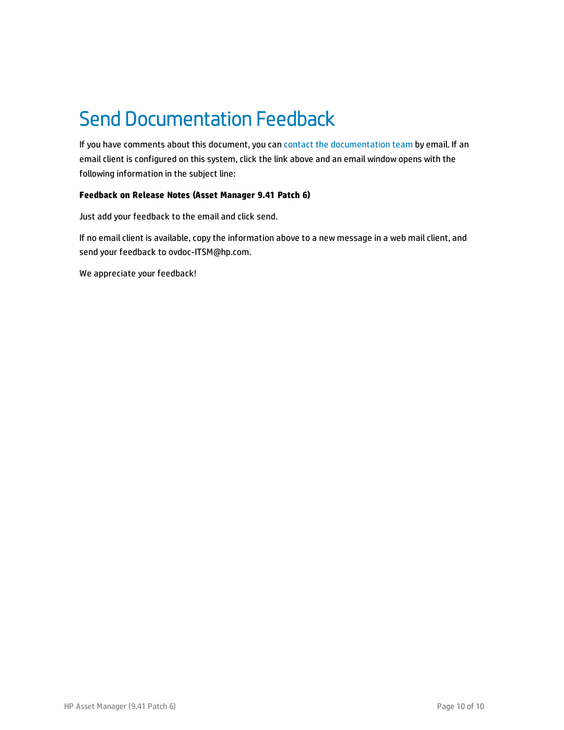# Send Documentation Feedback

If you have comments about this document, you can contact the documentation team by email. If an email client is configured on this system, click the link above and an email window opens with the following information in the subject line:

**Feedback on Release Notes (Asset Manager 9.41 Patch 6)**

Just add your feedback to the email and click send.

If no email client is available, copy the information above to a new message in a web mail client, and send your feedback to ovdoc-ITSM@hp.com.

We appreciate your feedback!